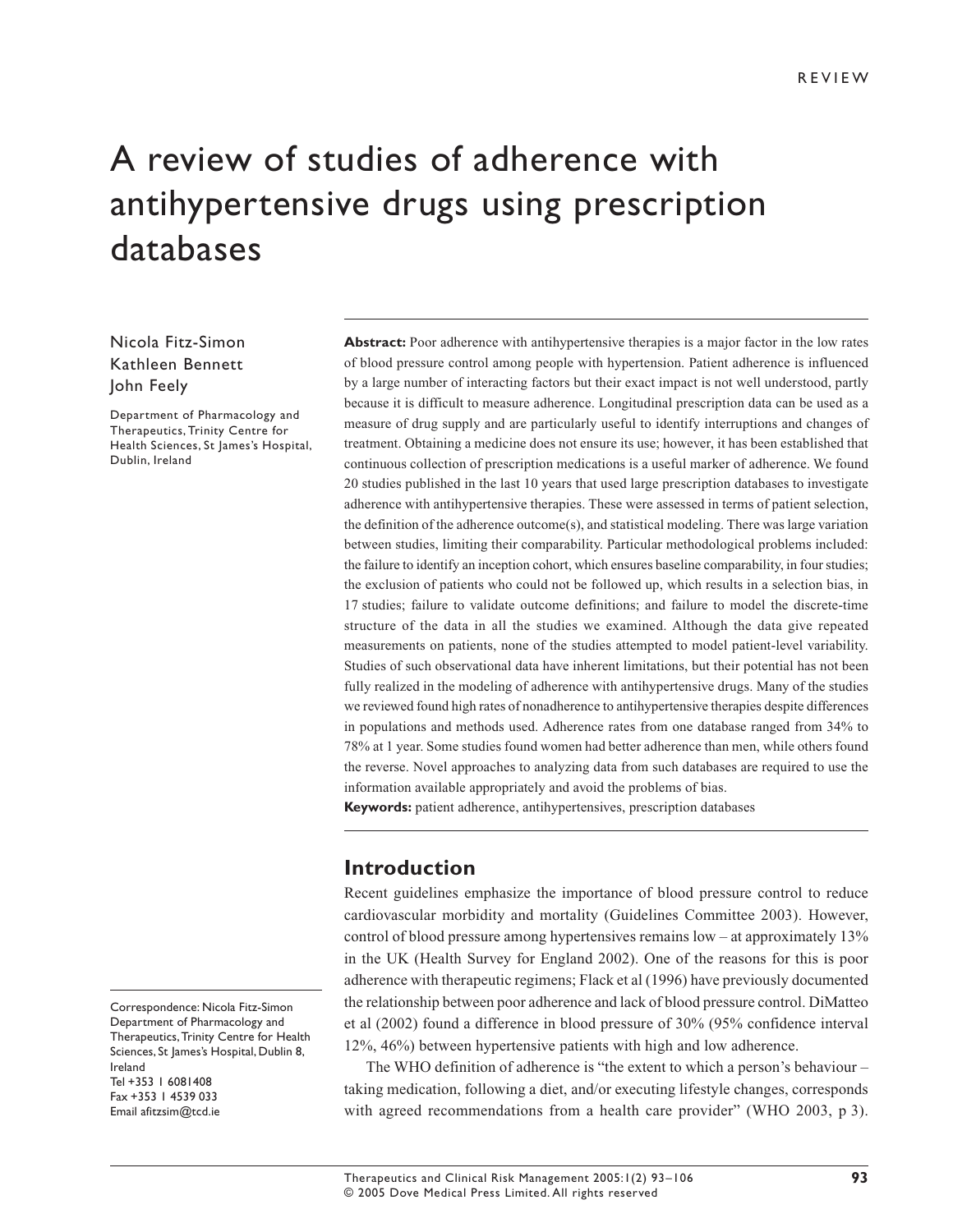REVIEW

# A review of studies of adherence with antihypertensive drugs using prescription databases

Nicola Fitz-Simon
Kathleen Bennett
John Feely

Department of Pharmacology and Therapeutics, Trinity Centre for Health Sciences, St James's Hospital, Dublin, Ireland

**Abstract:** Poor adherence with antihypertensive therapies is a major factor in the low rates of blood pressure control among people with hypertension. Patient adherence is influenced by a large number of interacting factors but their exact impact is not well understood, partly because it is difficult to measure adherence. Longitudinal prescription data can be used as a measure of drug supply and are particularly useful to identify interruptions and changes of treatment. Obtaining a medicine does not ensure its use; however, it has been established that continuous collection of prescription medications is a useful marker of adherence. We found 20 studies published in the last 10 years that used large prescription databases to investigate adherence with antihypertensive therapies. These were assessed in terms of patient selection, the definition of the adherence outcome(s), and statistical modeling. There was large variation between studies, limiting their comparability. Particular methodological problems included: the failure to identify an inception cohort, which ensures baseline comparability, in four studies; the exclusion of patients who could not be followed up, which results in a selection bias, in 17 studies; failure to validate outcome definitions; and failure to model the discrete-time structure of the data in all the studies we examined. Although the data give repeated measurements on patients, none of the studies attempted to model patient-level variability. Studies of such observational data have inherent limitations, but their potential has not been fully realized in the modeling of adherence with antihypertensive drugs. Many of the studies we reviewed found high rates of nonadherence to antihypertensive therapies despite differences in populations and methods used. Adherence rates from one database ranged from 34% to 78% at 1 year. Some studies found women had better adherence than men, while others found the reverse. Novel approaches to analyzing data from such databases are required to use the information available appropriately and avoid the problems of bias.

**Keywords:** patient adherence, antihypertensives, prescription databases

## Introduction

Recent guidelines emphasize the importance of blood pressure control to reduce cardiovascular morbidity and mortality (Guidelines Committee 2003). However, control of blood pressure among hypertensives remains low – at approximately 13% in the UK (Health Survey for England 2002). One of the reasons for this is poor adherence with therapeutic regimens; Flack et al (1996) have previously documented the relationship between poor adherence and lack of blood pressure control. DiMatteo et al (2002) found a difference in blood pressure of 30% (95% confidence interval 12%, 46%) between hypertensive patients with high and low adherence.

The WHO definition of adherence is "the extent to which a person's behaviour – taking medication, following a diet, and/or executing lifestyle changes, corresponds with agreed recommendations from a health care provider" (WHO 2003, p 3).

Correspondence: Nicola Fitz-Simon
Department of Pharmacology and Therapeutics, Trinity Centre for Health Sciences, St James's Hospital, Dublin 8, Ireland
Tel +353 1 6081408
Fax +353 1 4539 033
Email afitzsim@tcd.ie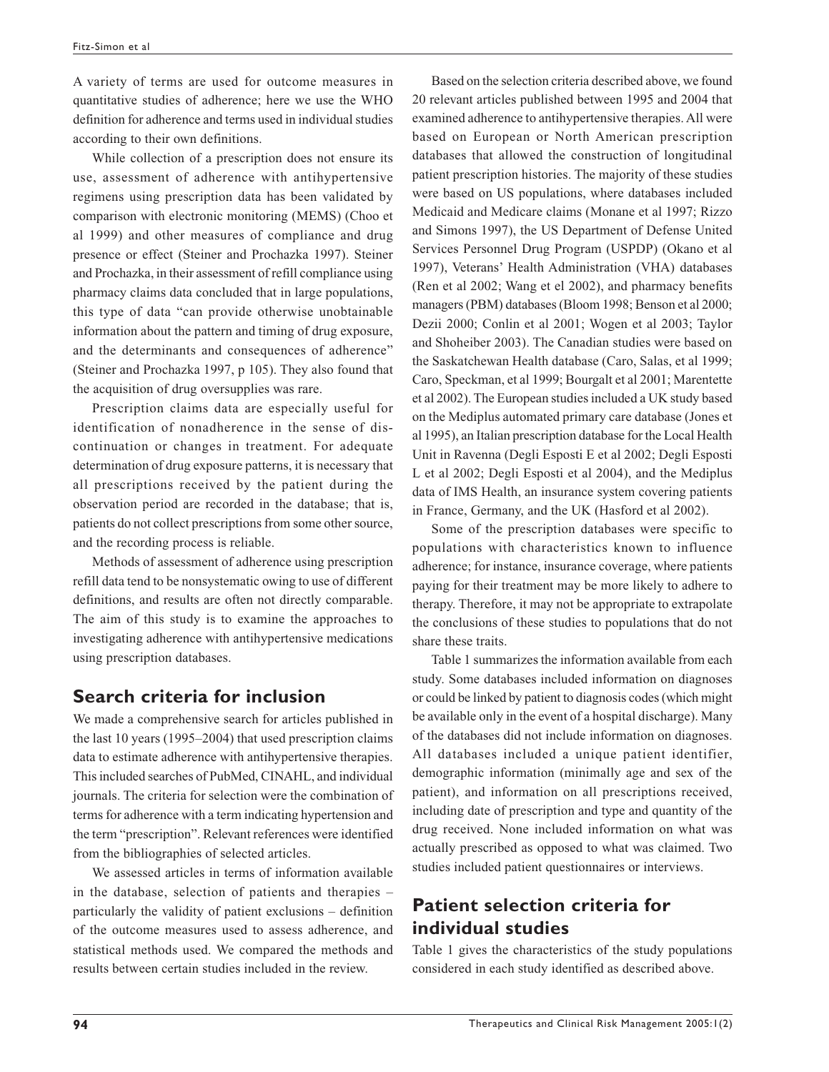A variety of terms are used for outcome measures in quantitative studies of adherence; here we use the WHO definition for adherence and terms used in individual studies according to their own definitions.

While collection of a prescription does not ensure its use, assessment of adherence with antihypertensive regimens using prescription data has been validated by comparison with electronic monitoring (MEMS) (Choo et al 1999) and other measures of compliance and drug presence or effect (Steiner and Prochazka 1997). Steiner and Prochazka, in their assessment of refill compliance using pharmacy claims data concluded that in large populations, this type of data "can provide otherwise unobtainable information about the pattern and timing of drug exposure, and the determinants and consequences of adherence" (Steiner and Prochazka 1997, p 105). They also found that the acquisition of drug oversupplies was rare.

Prescription claims data are especially useful for identification of nonadherence in the sense of discontinuation or changes in treatment. For adequate determination of drug exposure patterns, it is necessary that all prescriptions received by the patient during the observation period are recorded in the database; that is, patients do not collect prescriptions from some other source, and the recording process is reliable.

Methods of assessment of adherence using prescription refill data tend to be nonsystematic owing to use of different definitions, and results are often not directly comparable. The aim of this study is to examine the approaches to investigating adherence with antihypertensive medications using prescription databases.

## Search criteria for inclusion

We made a comprehensive search for articles published in the last 10 years (1995–2004) that used prescription claims data to estimate adherence with antihypertensive therapies. This included searches of PubMed, CINAHL, and individual journals. The criteria for selection were the combination of terms for adherence with a term indicating hypertension and the term "prescription". Relevant references were identified from the bibliographies of selected articles.

We assessed articles in terms of information available in the database, selection of patients and therapies – particularly the validity of patient exclusions – definition of the outcome measures used to assess adherence, and statistical methods used. We compared the methods and results between certain studies included in the review.

Based on the selection criteria described above, we found 20 relevant articles published between 1995 and 2004 that examined adherence to antihypertensive therapies. All were based on European or North American prescription databases that allowed the construction of longitudinal patient prescription histories. The majority of these studies were based on US populations, where databases included Medicaid and Medicare claims (Monane et al 1997; Rizzo and Simons 1997), the US Department of Defense United Services Personnel Drug Program (USPDP) (Okano et al 1997), Veterans' Health Administration (VHA) databases (Ren et al 2002; Wang et el 2002), and pharmacy benefits managers (PBM) databases (Bloom 1998; Benson et al 2000; Dezii 2000; Conlin et al 2001; Wogen et al 2003; Taylor and Shoheiber 2003). The Canadian studies were based on the Saskatchewan Health database (Caro, Salas, et al 1999; Caro, Speckman, et al 1999; Bourgalt et al 2001; Marentette et al 2002). The European studies included a UK study based on the Mediplus automated primary care database (Jones et al 1995), an Italian prescription database for the Local Health Unit in Ravenna (Degli Esposti E et al 2002; Degli Esposti L et al 2002; Degli Esposti et al 2004), and the Mediplus data of IMS Health, an insurance system covering patients in France, Germany, and the UK (Hasford et al 2002).

Some of the prescription databases were specific to populations with characteristics known to influence adherence; for instance, insurance coverage, where patients paying for their treatment may be more likely to adhere to therapy. Therefore, it may not be appropriate to extrapolate the conclusions of these studies to populations that do not share these traits.

Table 1 summarizes the information available from each study. Some databases included information on diagnoses or could be linked by patient to diagnosis codes (which might be available only in the event of a hospital discharge). Many of the databases did not include information on diagnoses. All databases included a unique patient identifier, demographic information (minimally age and sex of the patient), and information on all prescriptions received, including date of prescription and type and quantity of the drug received. None included information on what was actually prescribed as opposed to what was claimed. Two studies included patient questionnaires or interviews.

## Patient selection criteria for individual studies

Table 1 gives the characteristics of the study populations considered in each study identified as described above.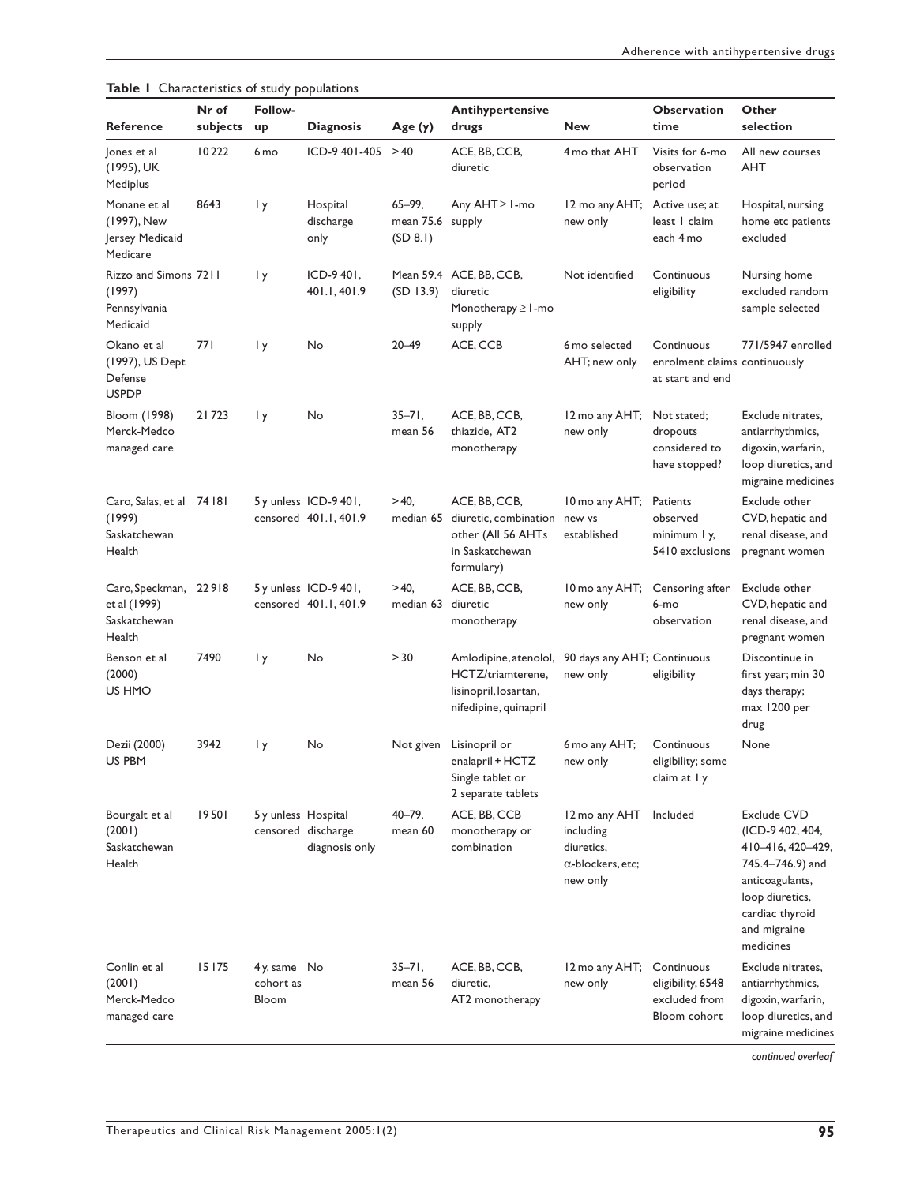**Table 1** Characteristics of study populations

| Reference | Nr of subjects | Follow-up | Diagnosis | Age (y) | Antihypertensive drugs | New | Observation time | Other selection |
|---|---|---|---|---|---|---|---|---|
| Jones et al (1995), UK Mediplus | 10 222 | 6 mo | ICD-9 401-405 | >40 | ACE, BB, CCB, diuretic | 4 mo that AHT | Visits for 6-mo observation period | All new courses AHT |
| Monane et al (1997), New Jersey Medicaid Medicare | 8643 | 1 y | Hospital discharge only | 65–99, mean 75.6 (SD 8.1) | Any AHT ≥ 1-mo supply | 12 mo any AHT; new only | Active use; at least 1 claim each 4 mo | Hospital, nursing home etc patients excluded |
| Rizzo and Simons (1997) Pennsylvania Medicaid | 7211 | 1 y | ICD-9 401, 401.1, 401.9 | Mean 59.4 (SD 13.9) | ACE, BB, CCB, diuretic Monotherapy ≥ 1-mo supply | Not identified | Continuous eligibility | Nursing home excluded random sample selected |
| Okano et al (1997), US Dept Defense USPDP | 771 | 1 y | No | 20–49 | ACE, CCB | 6 mo selected AHT; new only | Continuous enrolment claims at start and end | 771/5947 enrolled continuously |
| Bloom (1998) Merck-Medco managed care | 21 723 | 1 y | No | 35–71, mean 56 | ACE, BB, CCB, thiazide, AT2 monotherapy | 12 mo any AHT; new only | Not stated; dropouts considered to have stopped? | Exclude nitrates, antiarrhythmics, digoxin, warfarin, loop diuretics, and migraine medicines |
| Caro, Salas, et al (1999) Saskatchewan Health | 74 181 | 5 y unless censored | ICD-9 401, 401.1, 401.9 | >40, median 65 | ACE, BB, CCB, diuretic, combination other (All 56 AHTs in Saskatchewan formulary) | 10 mo any AHT; new vs established | Patients observed minimum 1 y, 5410 exclusions | Exclude other CVD, hepatic and renal disease, and pregnant women |
| Caro, Speckman, et al (1999) Saskatchewan Health | 22 918 | 5 y unless censored | ICD-9 401, 401.1, 401.9 | >40, median 63 | ACE, BB, CCB, diuretic monotherapy | 10 mo any AHT; new only | Censoring after 6-mo observation | Exclude other CVD, hepatic and renal disease, and pregnant women |
| Benson et al (2000) US HMO | 7490 | 1 y | No | >30 | Amlodipine, atenolol, HCTZ/triamterene, lisinopril, losartan, nifedipine, quinapril | 90 days any AHT; new only | Continuous eligibility | Discontinue in first year; min 30 days therapy; max 1200 per drug |
| Dezii (2000) US PBM | 3942 | 1 y | No | Not given | Lisinopril or enalapril + HCTZ Single tablet or 2 separate tablets | 6 mo any AHT; new only | Continuous eligibility; some claim at 1 y | None |
| Bourgalt et al (2001) Saskatchewan Health | 19 501 | 5 y unless censored | Hospital discharge diagnosis only | 40–79, mean 60 | ACE, BB, CCB monotherapy or combination | 12 mo any AHT including diuretics, α-blockers, etc; new only | Included | Exclude CVD (ICD-9 402, 404, 410–416, 420–429, 745.4–746.9) and anticoagulants, loop diuretics, cardiac thyroid and migraine medicines |
| Conlin et al (2001) Merck-Medco managed care | 15 175 | 4 y, same cohort as Bloom | No | 35–71, mean 56 | ACE, BB, CCB, diuretic, AT2 monotherapy | 12 mo any AHT; new only | Continuous eligibility, 6548 excluded from Bloom cohort | Exclude nitrates, antiarrhythmics, digoxin, warfarin, loop diuretics, and migraine medicines |

*continued overleaf*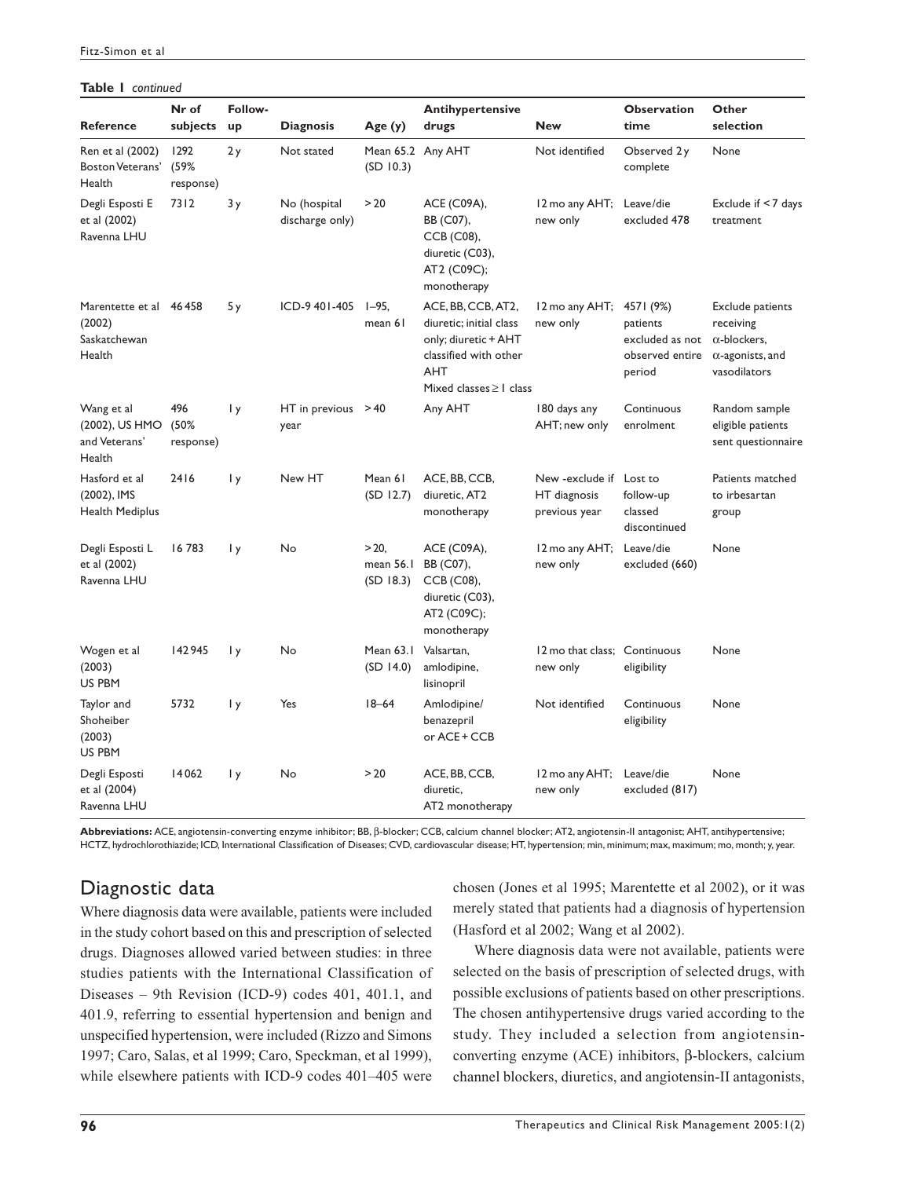**Table 1** *continued*

| Reference | Nr of subjects | Follow-up | Diagnosis | Age (y) | Antihypertensive drugs | New | Observation time | Other selection |
|---|---|---|---|---|---|---|---|---|
| Ren et al (2002) Boston Veterans' Health | 1292 (59% response) | 2 y | Not stated | Mean 65.2 (SD 10.3) | Any AHT | Not identified | Observed 2 y complete | None |
| Degli Esposti E et al (2002) Ravenna LHU | 7312 | 3 y | No (hospital discharge only) | > 20 | ACE (C09A), BB (C07), CCB (C08), diuretic (C03), AT2 (C09C); monotherapy | 12 mo any AHT; new only | Leave/die excluded 478 | Exclude if < 7 days treatment |
| Marentette et al (2002) Saskatchewan Health | 46 458 | 5 y | ICD-9 401-405 | 1–95, mean 61 | ACE, BB, CCB, AT2, diuretic; initial class only; diuretic + AHT classified with other AHT Mixed classes ≥ 1 class | 12 mo any AHT; new only | 4571 (9%) patients excluded as not observed entire period | Exclude patients receiving α-blockers, α-agonists, and vasodilators |
| Wang et al (2002), US HMO and Veterans' Health | 496 (50% response) | 1 y | HT in previous year | > 40 | Any AHT | 180 days any AHT; new only | Continuous enrolment | Random sample eligible patients sent questionnaire |
| Hasford et al (2002), IMS Health Mediplus | 2416 | 1 y | New HT | Mean 61 (SD 12.7) | ACE, BB, CCB, diuretic, AT2 monotherapy | New -exclude if HT diagnosis previous year | Lost to follow-up classed discontinued | Patients matched to irbesartan group |
| Degli Esposti L et al (2002) Ravenna LHU | 16 783 | 1 y | No | > 20, mean 56.1 (SD 18.3) | ACE (C09A), BB (C07), CCB (C08), diuretic (C03), AT2 (C09C); monotherapy | 12 mo any AHT; new only | Leave/die excluded (660) | None |
| Wogen et al (2003) US PBM | 142 945 | 1 y | No | Mean 63.1 (SD 14.0) | Valsartan, amlodipine, lisinopril | 12 mo that class; new only | Continuous eligibility | None |
| Taylor and Shoheiber (2003) US PBM | 5732 | 1 y | Yes | 18–64 | Amlodipine/ benazepril or ACE + CCB | Not identified | Continuous eligibility | None |
| Degli Esposti et al (2004) Ravenna LHU | 14 062 | 1 y | No | > 20 | ACE, BB, CCB, diuretic, AT2 monotherapy | 12 mo any AHT; new only | Leave/die excluded (817) | None |

**Abbreviations:** ACE, angiotensin-converting enzyme inhibitor; BB, β-blocker; CCB, calcium channel blocker; AT2, angiotensin-II antagonist; AHT, antihypertensive; HCTZ, hydrochlorothiazide; ICD, International Classification of Diseases; CVD, cardiovascular disease; HT, hypertension; min, minimum; max, maximum; mo, month; y, year.

## Diagnostic data

Where diagnosis data were available, patients were included in the study cohort based on this and prescription of selected drugs. Diagnoses allowed varied between studies: in three studies patients with the International Classification of Diseases – 9th Revision (ICD-9) codes 401, 401.1, and 401.9, referring to essential hypertension and benign and unspecified hypertension, were included (Rizzo and Simons 1997; Caro, Salas, et al 1999; Caro, Speckman, et al 1999), while elsewhere patients with ICD-9 codes 401–405 were chosen (Jones et al 1995; Marentette et al 2002), or it was merely stated that patients had a diagnosis of hypertension (Hasford et al 2002; Wang et al 2002).

Where diagnosis data were not available, patients were selected on the basis of prescription of selected drugs, with possible exclusions of patients based on other prescriptions. The chosen antihypertensive drugs varied according to the study. They included a selection from angiotensin-converting enzyme (ACE) inhibitors, β-blockers, calcium channel blockers, diuretics, and angiotensin-II antagonists,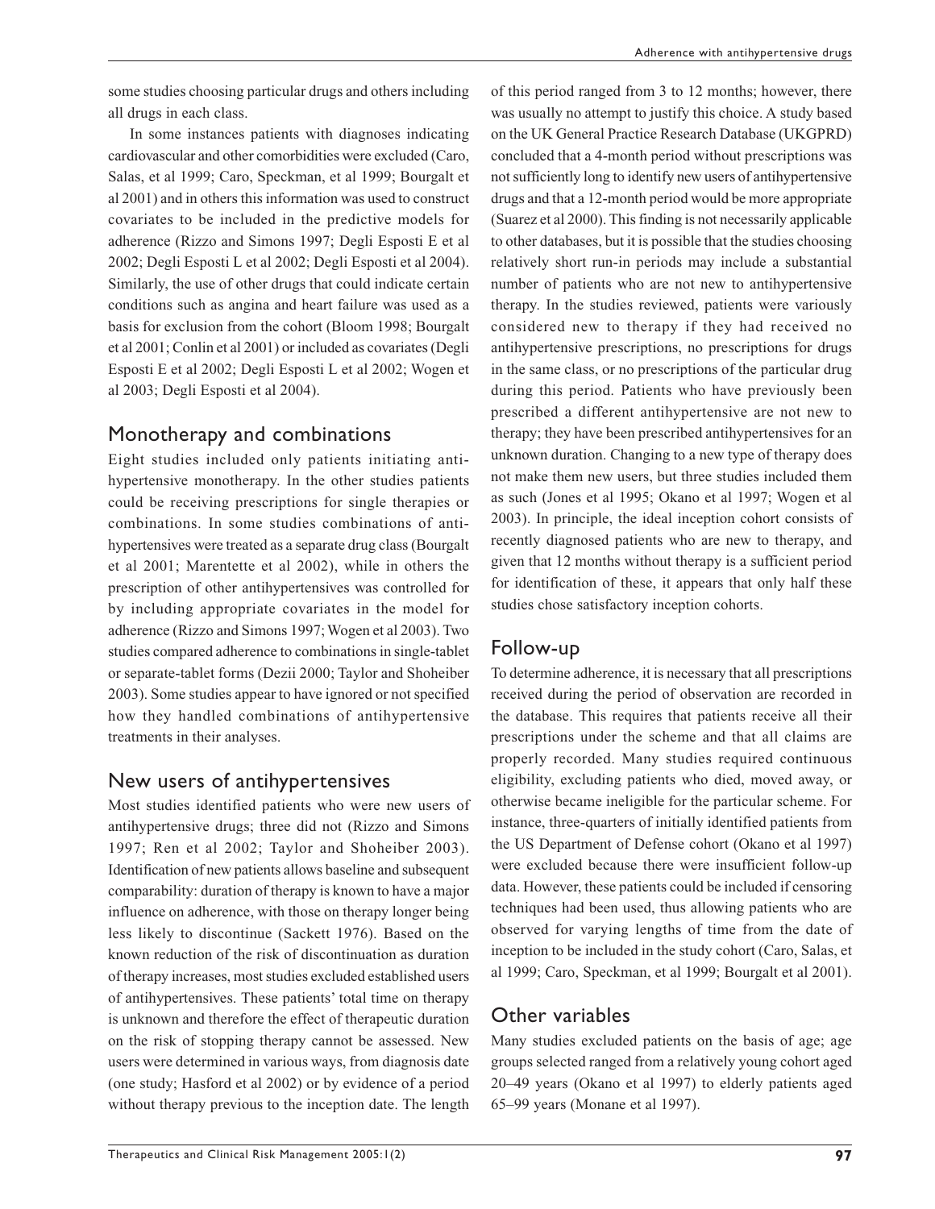some studies choosing particular drugs and others including all drugs in each class.

In some instances patients with diagnoses indicating cardiovascular and other comorbidities were excluded (Caro, Salas, et al 1999; Caro, Speckman, et al 1999; Bourgalt et al 2001) and in others this information was used to construct covariates to be included in the predictive models for adherence (Rizzo and Simons 1997; Degli Esposti E et al 2002; Degli Esposti L et al 2002; Degli Esposti et al 2004). Similarly, the use of other drugs that could indicate certain conditions such as angina and heart failure was used as a basis for exclusion from the cohort (Bloom 1998; Bourgalt et al 2001; Conlin et al 2001) or included as covariates (Degli Esposti E et al 2002; Degli Esposti L et al 2002; Wogen et al 2003; Degli Esposti et al 2004).

## Monotherapy and combinations

Eight studies included only patients initiating antihypertensive monotherapy. In the other studies patients could be receiving prescriptions for single therapies or combinations. In some studies combinations of antihypertensives were treated as a separate drug class (Bourgalt et al 2001; Marentette et al 2002), while in others the prescription of other antihypertensives was controlled for by including appropriate covariates in the model for adherence (Rizzo and Simons 1997; Wogen et al 2003). Two studies compared adherence to combinations in single-tablet or separate-tablet forms (Dezii 2000; Taylor and Shoheiber 2003). Some studies appear to have ignored or not specified how they handled combinations of antihypertensive treatments in their analyses.

## New users of antihypertensives

Most studies identified patients who were new users of antihypertensive drugs; three did not (Rizzo and Simons 1997; Ren et al 2002; Taylor and Shoheiber 2003). Identification of new patients allows baseline and subsequent comparability: duration of therapy is known to have a major influence on adherence, with those on therapy longer being less likely to discontinue (Sackett 1976). Based on the known reduction of the risk of discontinuation as duration of therapy increases, most studies excluded established users of antihypertensives. These patients' total time on therapy is unknown and therefore the effect of therapeutic duration on the risk of stopping therapy cannot be assessed. New users were determined in various ways, from diagnosis date (one study; Hasford et al 2002) or by evidence of a period without therapy previous to the inception date. The length of this period ranged from 3 to 12 months; however, there was usually no attempt to justify this choice. A study based on the UK General Practice Research Database (UKGPRD) concluded that a 4-month period without prescriptions was not sufficiently long to identify new users of antihypertensive drugs and that a 12-month period would be more appropriate (Suarez et al 2000). This finding is not necessarily applicable to other databases, but it is possible that the studies choosing relatively short run-in periods may include a substantial number of patients who are not new to antihypertensive therapy. In the studies reviewed, patients were variously considered new to therapy if they had received no antihypertensive prescriptions, no prescriptions for drugs in the same class, or no prescriptions of the particular drug during this period. Patients who have previously been prescribed a different antihypertensive are not new to therapy; they have been prescribed antihypertensives for an unknown duration. Changing to a new type of therapy does not make them new users, but three studies included them as such (Jones et al 1995; Okano et al 1997; Wogen et al 2003). In principle, the ideal inception cohort consists of recently diagnosed patients who are new to therapy, and given that 12 months without therapy is a sufficient period for identification of these, it appears that only half these studies chose satisfactory inception cohorts.

## Follow-up

To determine adherence, it is necessary that all prescriptions received during the period of observation are recorded in the database. This requires that patients receive all their prescriptions under the scheme and that all claims are properly recorded. Many studies required continuous eligibility, excluding patients who died, moved away, or otherwise became ineligible for the particular scheme. For instance, three-quarters of initially identified patients from the US Department of Defense cohort (Okano et al 1997) were excluded because there were insufficient follow-up data. However, these patients could be included if censoring techniques had been used, thus allowing patients who are observed for varying lengths of time from the date of inception to be included in the study cohort (Caro, Salas, et al 1999; Caro, Speckman, et al 1999; Bourgalt et al 2001).

## Other variables

Many studies excluded patients on the basis of age; age groups selected ranged from a relatively young cohort aged 20–49 years (Okano et al 1997) to elderly patients aged 65–99 years (Monane et al 1997).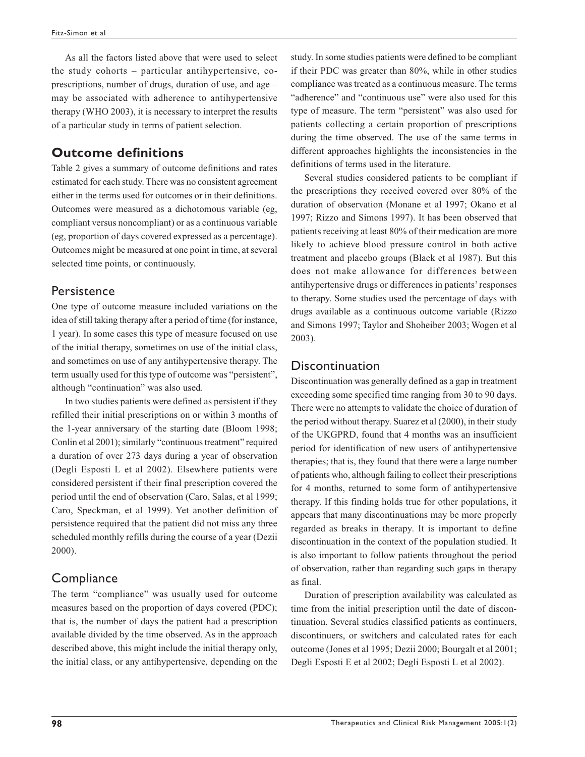As all the factors listed above that were used to select the study cohorts – particular antihypertensive, co-prescriptions, number of drugs, duration of use, and age – may be associated with adherence to antihypertensive therapy (WHO 2003), it is necessary to interpret the results of a particular study in terms of patient selection.

## Outcome definitions

Table 2 gives a summary of outcome definitions and rates estimated for each study. There was no consistent agreement either in the terms used for outcomes or in their definitions. Outcomes were measured as a dichotomous variable (eg, compliant versus noncompliant) or as a continuous variable (eg, proportion of days covered expressed as a percentage). Outcomes might be measured at one point in time, at several selected time points, or continuously.

### Persistence

One type of outcome measure included variations on the idea of still taking therapy after a period of time (for instance, 1 year). In some cases this type of measure focused on use of the initial therapy, sometimes on use of the initial class, and sometimes on use of any antihypertensive therapy. The term usually used for this type of outcome was "persistent", although "continuation" was also used.

In two studies patients were defined as persistent if they refilled their initial prescriptions on or within 3 months of the 1-year anniversary of the starting date (Bloom 1998; Conlin et al 2001); similarly "continuous treatment" required a duration of over 273 days during a year of observation (Degli Esposti L et al 2002). Elsewhere patients were considered persistent if their final prescription covered the period until the end of observation (Caro, Salas, et al 1999; Caro, Speckman, et al 1999). Yet another definition of persistence required that the patient did not miss any three scheduled monthly refills during the course of a year (Dezii 2000).

### Compliance

The term "compliance" was usually used for outcome measures based on the proportion of days covered (PDC); that is, the number of days the patient had a prescription available divided by the time observed. As in the approach described above, this might include the initial therapy only, the initial class, or any antihypertensive, depending on the study. In some studies patients were defined to be compliant if their PDC was greater than 80%, while in other studies compliance was treated as a continuous measure. The terms "adherence" and "continuous use" were also used for this type of measure. The term "persistent" was also used for patients collecting a certain proportion of prescriptions during the time observed. The use of the same terms in different approaches highlights the inconsistencies in the definitions of terms used in the literature.

Several studies considered patients to be compliant if the prescriptions they received covered over 80% of the duration of observation (Monane et al 1997; Okano et al 1997; Rizzo and Simons 1997). It has been observed that patients receiving at least 80% of their medication are more likely to achieve blood pressure control in both active treatment and placebo groups (Black et al 1987). But this does not make allowance for differences between antihypertensive drugs or differences in patients' responses to therapy. Some studies used the percentage of days with drugs available as a continuous outcome variable (Rizzo and Simons 1997; Taylor and Shoheiber 2003; Wogen et al 2003).

### Discontinuation

Discontinuation was generally defined as a gap in treatment exceeding some specified time ranging from 30 to 90 days. There were no attempts to validate the choice of duration of the period without therapy. Suarez et al (2000), in their study of the UKGPRD, found that 4 months was an insufficient period for identification of new users of antihypertensive therapies; that is, they found that there were a large number of patients who, although failing to collect their prescriptions for 4 months, returned to some form of antihypertensive therapy. If this finding holds true for other populations, it appears that many discontinuations may be more properly regarded as breaks in therapy. It is important to define discontinuation in the context of the population studied. It is also important to follow patients throughout the period of observation, rather than regarding such gaps in therapy as final.

Duration of prescription availability was calculated as time from the initial prescription until the date of discontinuation. Several studies classified patients as continuers, discontinuers, or switchers and calculated rates for each outcome (Jones et al 1995; Dezii 2000; Bourgalt et al 2001; Degli Esposti E et al 2002; Degli Esposti L et al 2002).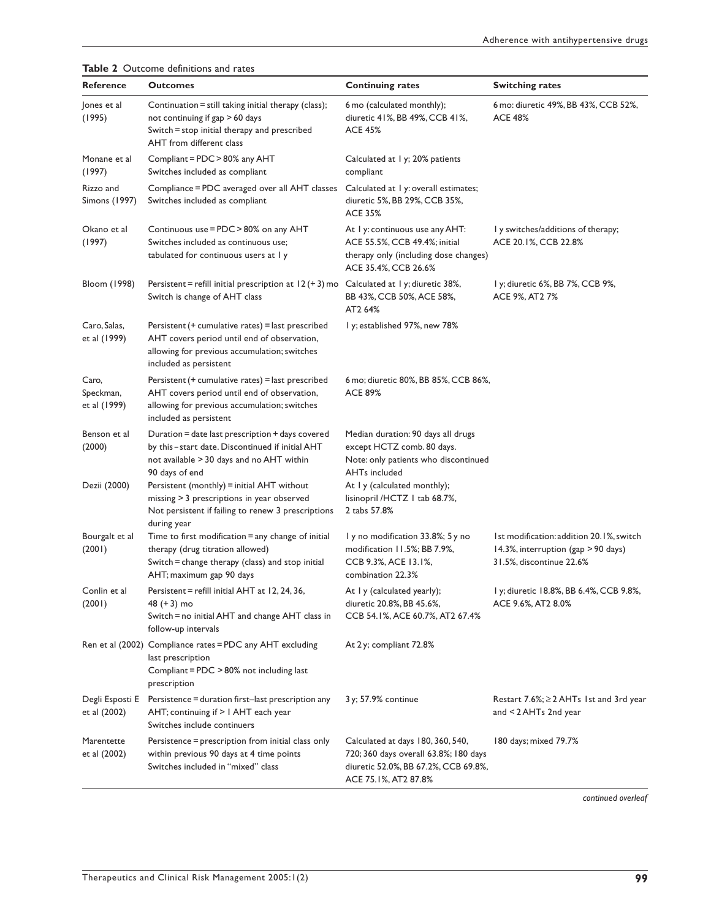**Table 2** Outcome definitions and rates

| Reference | Outcomes | Continuing rates | Switching rates |
|---|---|---|---|
| Jones et al (1995) | Continuation = still taking initial therapy (class); not continuing if gap > 60 days<br>Switch = stop initial therapy and prescribed AHT from different class | 6 mo (calculated monthly); diuretic 41%, BB 49%, CCB 41%, ACE 45% | 6 mo: diuretic 49%, BB 43%, CCB 52%, ACE 48% |
| Monane et al (1997) | Compliant = PDC > 80% any AHT<br>Switches included as compliant | Calculated at 1 y; 20% patients compliant | |
| Rizzo and Simons (1997) | Compliance = PDC averaged over all AHT classes<br>Switches included as compliant | Calculated at 1 y: overall estimates; diuretic 5%, BB 29%, CCB 35%, ACE 35% | |
| Okano et al (1997) | Continuous use = PDC > 80% on any AHT<br>Switches included as continuous use; tabulated for continuous users at 1 y | At 1 y: continuous use any AHT: ACE 55.5%, CCB 49.4%; initial therapy only (including dose changes) ACE 35.4%, CCB 26.6% | 1 y switches/additions of therapy; ACE 20.1%, CCB 22.8% |
| Bloom (1998) | Persistent = refill initial prescription at 12 (+ 3) mo<br>Switch is change of AHT class | Calculated at 1 y; diuretic 38%, BB 43%, CCB 50%, ACE 58%, AT2 64% | 1 y; diuretic 6%, BB 7%, CCB 9%, ACE 9%, AT2 7% |
| Caro, Salas, et al (1999) | Persistent (+ cumulative rates) = last prescribed AHT covers period until end of observation, allowing for previous accumulation; switches included as persistent | 1 y; established 97%, new 78% | |
| Caro, Speckman, et al (1999) | Persistent (+ cumulative rates) = last prescribed AHT covers period until end of observation, allowing for previous accumulation; switches included as persistent | 6 mo; diuretic 80%, BB 85%, CCB 86%, ACE 89% | |
| Benson et al (2000) | Duration = date last prescription + days covered by this – start date. Discontinued if initial AHT not available > 30 days and no AHT within 90 days of end | Median duration: 90 days all drugs except HCTZ comb. 80 days. Note: only patients who discontinued AHTs included | |
| Dezii (2000) | Persistent (monthly) = initial AHT without missing > 3 prescriptions in year observed<br>Not persistent if failing to renew 3 prescriptions during year | At 1 y (calculated monthly); lisinopril /HCTZ 1 tab 68.7%, 2 tabs 57.8% | |
| Bourgalt et al (2001) | Time to first modification = any change of initial therapy (drug titration allowed)<br>Switch = change therapy (class) and stop initial AHT; maximum gap 90 days | 1 y no modification 33.8%; 5 y no modification 11.5%; BB 7.9%, CCB 9.3%, ACE 13.1%, combination 22.3% | 1st modification: addition 20.1%, switch 14.3%, interruption (gap > 90 days) 31.5%, discontinue 22.6% |
| Conlin et al (2001) | Persistent = refill initial AHT at 12, 24, 36, 48 (+ 3) mo<br>Switch = no initial AHT and change AHT class in follow-up intervals | At 1 y (calculated yearly); diuretic 20.8%, BB 45.6%, CCB 54.1%, ACE 60.7%, AT2 67.4% | 1 y; diuretic 18.8%, BB 6.4%, CCB 9.8%, ACE 9.6%, AT2 8.0% |
| Ren et al (2002) | Compliance rates = PDC any AHT excluding last prescription<br>Compliant = PDC > 80% not including last prescription | At 2 y; compliant 72.8% | |
| Degli Esposti E et al (2002) | Persistence = duration first–last prescription any AHT; continuing if > 1 AHT each year<br>Switches include continuers | 3 y; 57.9% continue | Restart 7.6%; ≥ 2 AHTs 1st and 3rd year and < 2 AHTs 2nd year |
| Marentette et al (2002) | Persistence = prescription from initial class only within previous 90 days at 4 time points<br>Switches included in "mixed" class | Calculated at days 180, 360, 540, 720; 360 days overall 63.8%; 180 days diuretic 52.0%, BB 67.2%, CCB 69.8%, ACE 75.1%, AT2 87.8% | 180 days; mixed 79.7% |

*continued overleaf*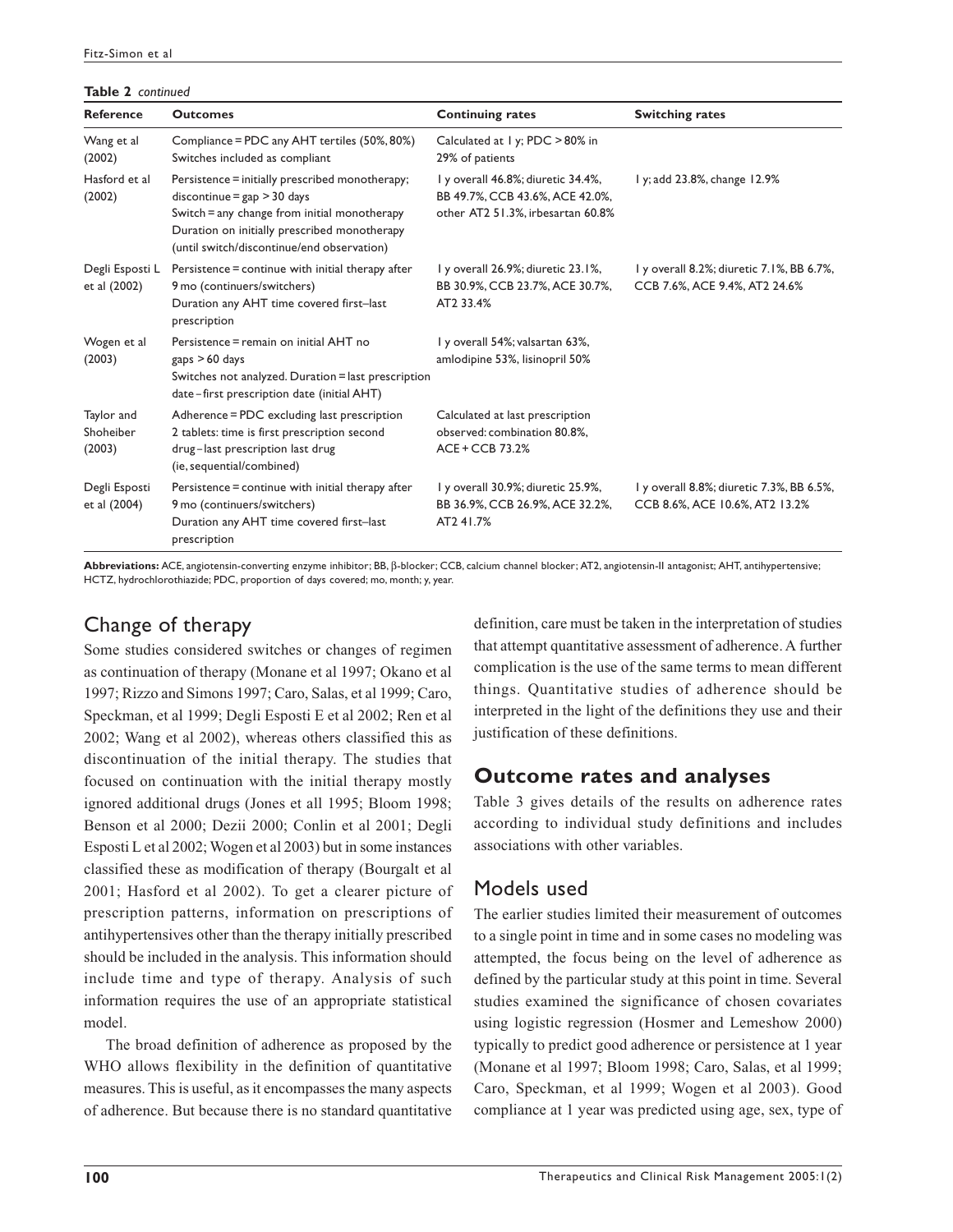**Table 2** *continued*

| Reference | Outcomes | Continuing rates | Switching rates |
|---|---|---|---|
| Wang et al (2002) | Compliance = PDC any AHT tertiles (50%, 80%) Switches included as compliant | Calculated at 1 y; PDC > 80% in 29% of patients | |
| Hasford et al (2002) | Persistence = initially prescribed monotherapy; discontinue = gap > 30 days Switch = any change from initial monotherapy Duration on initially prescribed monotherapy (until switch/discontinue/end observation) | 1 y overall 46.8%; diuretic 34.4%, BB 49.7%, CCB 43.6%, ACE 42.0%, other AT2 51.3%, irbesartan 60.8% | 1 y; add 23.8%, change 12.9% |
| Degli Esposti L et al (2002) | Persistence = continue with initial therapy after 9 mo (continuers/switchers) Duration any AHT time covered first–last prescription | 1 y overall 26.9%; diuretic 23.1%, BB 30.9%, CCB 23.7%, ACE 30.7%, AT2 33.4% | 1 y overall 8.2%; diuretic 7.1%, BB 6.7%, CCB 7.6%, ACE 9.4%, AT2 24.6% |
| Wogen et al (2003) | Persistence = remain on initial AHT no gaps > 60 days Switches not analyzed. Duration = last prescription date – first prescription date (initial AHT) | 1 y overall 54%; valsartan 63%, amlodipine 53%, lisinopril 50% | |
| Taylor and Shoheiber (2003) | Adherence = PDC excluding last prescription 2 tablets: time is first prescription second drug – last prescription last drug (ie, sequential/combined) | Calculated at last prescription observed: combination 80.8%, ACE + CCB 73.2% | |
| Degli Esposti et al (2004) | Persistence = continue with initial therapy after 9 mo (continuers/switchers) Duration any AHT time covered first–last prescription | 1 y overall 30.9%; diuretic 25.9%, BB 36.9%, CCB 26.9%, ACE 32.2%, AT2 41.7% | 1 y overall 8.8%; diuretic 7.3%, BB 6.5%, CCB 8.6%, ACE 10.6%, AT2 13.2% |

**Abbreviations:** ACE, angiotensin-converting enzyme inhibitor; BB, β-blocker; CCB, calcium channel blocker; AT2, angiotensin-II antagonist; AHT, antihypertensive; HCTZ, hydrochlorothiazide; PDC, proportion of days covered; mo, month; y, year.

## Change of therapy

Some studies considered switches or changes of regimen as continuation of therapy (Monane et al 1997; Okano et al 1997; Rizzo and Simons 1997; Caro, Salas, et al 1999; Caro, Speckman, et al 1999; Degli Esposti E et al 2002; Ren et al 2002; Wang et al 2002), whereas others classified this as discontinuation of the initial therapy. The studies that focused on continuation with the initial therapy mostly ignored additional drugs (Jones et all 1995; Bloom 1998; Benson et al 2000; Dezii 2000; Conlin et al 2001; Degli Esposti L et al 2002; Wogen et al 2003) but in some instances classified these as modification of therapy (Bourgalt et al 2001; Hasford et al 2002). To get a clearer picture of prescription patterns, information on prescriptions of antihypertensives other than the therapy initially prescribed should be included in the analysis. This information should include time and type of therapy. Analysis of such information requires the use of an appropriate statistical model.

The broad definition of adherence as proposed by the WHO allows flexibility in the definition of quantitative measures. This is useful, as it encompasses the many aspects of adherence. But because there is no standard quantitative definition, care must be taken in the interpretation of studies that attempt quantitative assessment of adherence. A further complication is the use of the same terms to mean different things. Quantitative studies of adherence should be interpreted in the light of the definitions they use and their justification of these definitions.

# Outcome rates and analyses

Table 3 gives details of the results on adherence rates according to individual study definitions and includes associations with other variables.

## Models used

The earlier studies limited their measurement of outcomes to a single point in time and in some cases no modeling was attempted, the focus being on the level of adherence as defined by the particular study at this point in time. Several studies examined the significance of chosen covariates using logistic regression (Hosmer and Lemeshow 2000) typically to predict good adherence or persistence at 1 year (Monane et al 1997; Bloom 1998; Caro, Salas, et al 1999; Caro, Speckman, et al 1999; Wogen et al 2003). Good compliance at 1 year was predicted using age, sex, type of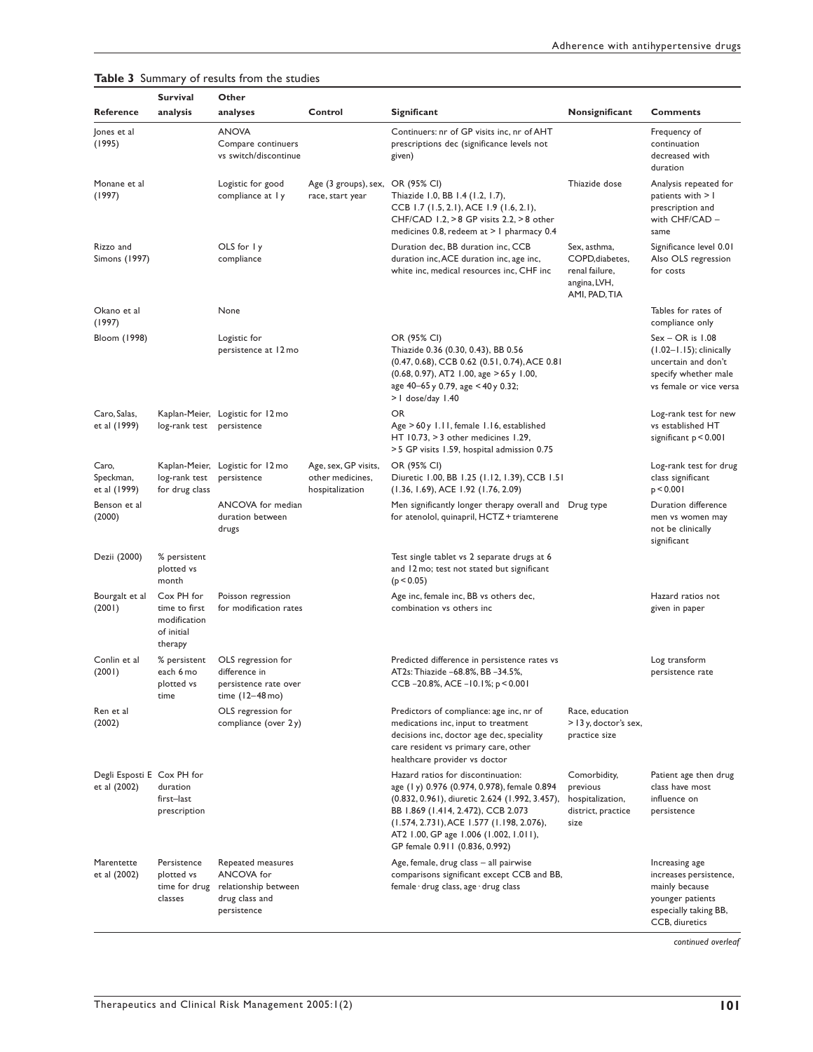**Table 3** Summary of results from the studies

| Reference | Survival analysis | Other analyses | Control | Significant | Nonsignificant | Comments |
|---|---|---|---|---|---|---|
| Jones et al (1995) | | ANOVA Compare continuers vs switch/discontinue | | Continuers: nr of GP visits inc, nr of AHT prescriptions dec (significance levels not given) | | Frequency of continuation decreased with duration |
| Monane et al (1997) | | Logistic for good compliance at 1 y | Age (3 groups), sex, race, start year | OR (95% CI) Thiazide 1.0, BB 1.4 (1.2, 1.7), CCB 1.7 (1.5, 2.1), ACE 1.9 (1.6, 2.1), CHF/CAD 1.2, > 8 GP visits 2.2, > 8 other medicines 0.8, redeem at > 1 pharmacy 0.4 | Thiazide dose | Analysis repeated for patients with > 1 prescription and with CHF/CAD – same |
| Rizzo and Simons (1997) | | OLS for 1 y compliance | | Duration dec, BB duration inc, CCB duration inc, ACE duration inc, age inc, white inc, medical resources inc, CHF inc | Sex, asthma, COPD, diabetes, renal failure, angina, LVH, AMI, PAD, TIA | Significance level 0.01 Also OLS regression for costs |
| Okano et al (1997) | | None | | | | Tables for rates of compliance only |
| Bloom (1998) | | Logistic for persistence at 12 mo | | OR (95% CI) Thiazide 0.36 (0.30, 0.43), BB 0.56 (0.47, 0.68), CCB 0.62 (0.51, 0.74), ACE 0.81 (0.68, 0.97), AT2 1.00, age > 65 y 1.00, age 40–65 y 0.79, age < 40 y 0.32; > 1 dose/day 1.40 | | Sex – OR is 1.08 (1.02–1.15); clinically uncertain and don't specify whether male vs female or vice versa |
| Caro, Salas, et al (1999) | Kaplan-Meier, log-rank test | Logistic for 12 mo persistence | | OR Age > 60 y 1.11, female 1.16, established HT 10.73, > 3 other medicines 1.29, > 5 GP visits 1.59, hospital admission 0.75 | | Log-rank test for new vs established HT significant $p < 0.001$ |
| Caro, Speckman, et al (1999) | Kaplan-Meier, log-rank test for drug class | Logistic for 12 mo persistence | Age, sex, GP visits, other medicines, hospitalization | OR (95% CI) Diuretic 1.00, BB 1.25 (1.12, 1.39), CCB 1.51 (1.36, 1.69), ACE 1.92 (1.76, 2.09) | | Log-rank test for drug class significant $p < 0.001$ |
| Benson et al (2000) | | ANCOVA for median duration between drugs | | Men significantly longer therapy overall and for atenolol, quinapril, HCTZ + triamterene | Drug type | Duration difference men vs women may not be clinically significant |
| Dezii (2000) | % persistent plotted vs month | | | Test single tablet vs 2 separate drugs at 6 and 12 mo; test not stated but significant ($p < 0.05$) | | |
| Bourgalt et al (2001) | Cox PH for time to first modification of initial therapy | Poisson regression for modification rates | | Age inc, female inc, BB vs others dec, combination vs others inc | | Hazard ratios not given in paper |
| Conlin et al (2001) | % persistent each 6 mo plotted vs time | OLS regression for difference in persistence rate over time (12–48 mo) | | Predicted difference in persistence rates vs AT2s: Thiazide –68.8%, BB –34.5%, CCB –20.8%, ACE –10.1%; $p < 0.001$ | | Log transform persistence rate |
| Ren et al (2002) | | OLS regression for compliance (over 2 y) | | Predictors of compliance: age inc, nr of medications inc, input to treatment decisions inc, doctor age dec, speciality care resident vs primary care, other healthcare provider vs doctor | Race, education > 13 y, doctor's sex, practice size | |
| Degli Esposti E et al (2002) | Cox PH for duration first–last prescription | | | Hazard ratios for discontinuation: age (1 y) 0.976 (0.974, 0.978), female 0.894 (0.832, 0.961), diuretic 2.624 (1.992, 3.457), BB 1.869 (1.414, 2.472), CCB 2.073 (1.574, 2.731), ACE 1.577 (1.198, 2.076), AT2 1.00, GP age 1.006 (1.002, 1.011), GP female 0.911 (0.836, 0.992) | Comorbidity, previous hospitalization, district, practice size | Patient age then drug class have most influence on persistence |
| Marentette et al (2002) | Persistence plotted vs time for drug classes | Repeated measures ANCOVA for relationship between drug class and persistence | | Age, female, drug class – all pairwise comparisons significant except CCB and BB, female · drug class, age · drug class | | Increasing age increases persistence, mainly because younger patients especially taking BB, CCB, diuretics |

*continued overleaf*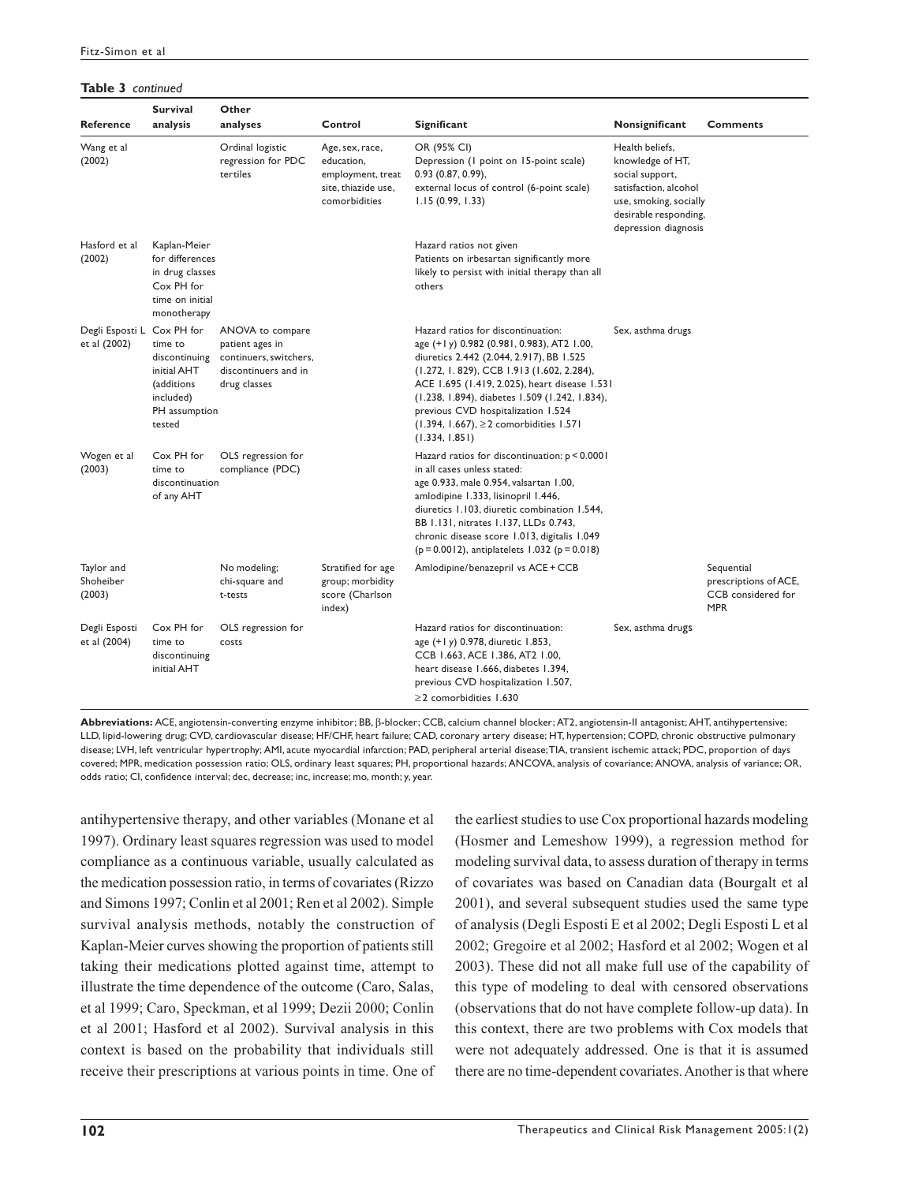**Table 3** *continued*

| Reference | Survival analysis | Other analyses | Control | Significant | Nonsignificant | Comments |
|---|---|---|---|---|---|---|
| Wang et al (2002) | | Ordinal logistic regression for PDC tertiles | Age, sex, race, education, employment, treat site, thiazide use, comorbidities | OR (95% CI) Depression (1 point on 15-point scale) 0.93 (0.87, 0.99), external locus of control (6-point scale) 1.15 (0.99, 1.33) | Health beliefs, knowledge of HT, social support, satisfaction, alcohol use, smoking, socially desirable responding, depression diagnosis | |
| Hasford et al (2002) | Kaplan-Meier for differences in drug classes Cox PH for time on initial monotherapy | | | Hazard ratios not given Patients on irbesartan significantly more likely to persist with initial therapy than all others | | |
| Degli Esposti L et al (2002) | Cox PH for time to discontinuing initial AHT (additions included) PH assumption tested | ANOVA to compare patient ages in continuers, switchers, discontinuers and in drug classes | | Hazard ratios for discontinuation: age (+1 y) 0.982 (0.981, 0.983), AT2 1.00, diuretics 2.442 (2.044, 2.917), BB 1.525 (1.272, 1.829), CCB 1.913 (1.602, 2.284), ACE 1.695 (1.419, 2.025), heart disease 1.531 (1.238, 1.894), diabetes 1.509 (1.242, 1.834), previous CVD hospitalization 1.524 (1.394, 1.667), ≥2 comorbidities 1.571 (1.334, 1.851) | Sex, asthma drugs | |
| Wogen et al (2003) | Cox PH for time to discontinuation of any AHT | OLS regression for compliance (PDC) | | Hazard ratios for discontinuation: $p < 0.0001$ in all cases unless stated: age 0.933, male 0.954, valsartan 1.00, amlodipine 1.333, lisinopril 1.446, diuretics 1.103, diuretic combination 1.544, BB 1.131, nitrates 1.137, LLDs 0.743, chronic disease score 1.013, digitalis 1.049 ($p = 0.0012$), antiplatelets 1.032 ($p = 0.018$) | | |
| Taylor and Shoheiber (2003) | | No modeling; chi-square and t-tests | Stratified for age group; morbidity score (Charlson index) | Amlodipine/benazepril vs ACE + CCB | | Sequential prescriptions of ACE, CCB considered for MPR |
| Degli Esposti et al (2004) | Cox PH for time to discontinuing initial AHT | OLS regression for costs | | Hazard ratios for discontinuation: age (+1 y) 0.978, diuretic 1.853, CCB 1.663, ACE 1.386, AT2 1.00, heart disease 1.666, diabetes 1.394, previous CVD hospitalization 1.507, ≥2 comorbidities 1.630 | Sex, asthma drugs | |

**Abbreviations:** ACE, angiotensin-converting enzyme inhibitor; BB, β-blocker; CCB, calcium channel blocker; AT2, angiotensin-II antagonist; AHT, antihypertensive; LLD, lipid-lowering drug; CVD, cardiovascular disease; HF/CHF, heart failure; CAD, coronary artery disease; HT, hypertension; COPD, chronic obstructive pulmonary disease; LVH, left ventricular hypertrophy; AMI, acute myocardial infarction; PAD, peripheral arterial disease; TIA, transient ischemic attack; PDC, proportion of days covered; MPR, medication possession ratio; OLS, ordinary least squares; PH, proportional hazards; ANCOVA, analysis of covariance; ANOVA, analysis of variance; OR, odds ratio; CI, confidence interval; dec, decrease; inc, increase; mo, month; y, year.

antihypertensive therapy, and other variables (Monane et al 1997). Ordinary least squares regression was used to model compliance as a continuous variable, usually calculated as the medication possession ratio, in terms of covariates (Rizzo and Simons 1997; Conlin et al 2001; Ren et al 2002). Simple survival analysis methods, notably the construction of Kaplan-Meier curves showing the proportion of patients still taking their medications plotted against time, attempt to illustrate the time dependence of the outcome (Caro, Salas, et al 1999; Caro, Speckman, et al 1999; Dezii 2000; Conlin et al 2001; Hasford et al 2002). Survival analysis in this context is based on the probability that individuals still receive their prescriptions at various points in time. One of the earliest studies to use Cox proportional hazards modeling (Hosmer and Lemeshow 1999), a regression method for modeling survival data, to assess duration of therapy in terms of covariates was based on Canadian data (Bourgalt et al 2001), and several subsequent studies used the same type of analysis (Degli Esposti E et al 2002; Degli Esposti L et al 2002; Gregoire et al 2002; Hasford et al 2002; Wogen et al 2003). These did not all make full use of the capability of this type of modeling to deal with censored observations (observations that do not have complete follow-up data). In this context, there are two problems with Cox models that were not adequately addressed. One is that it is assumed there are no time-dependent covariates. Another is that where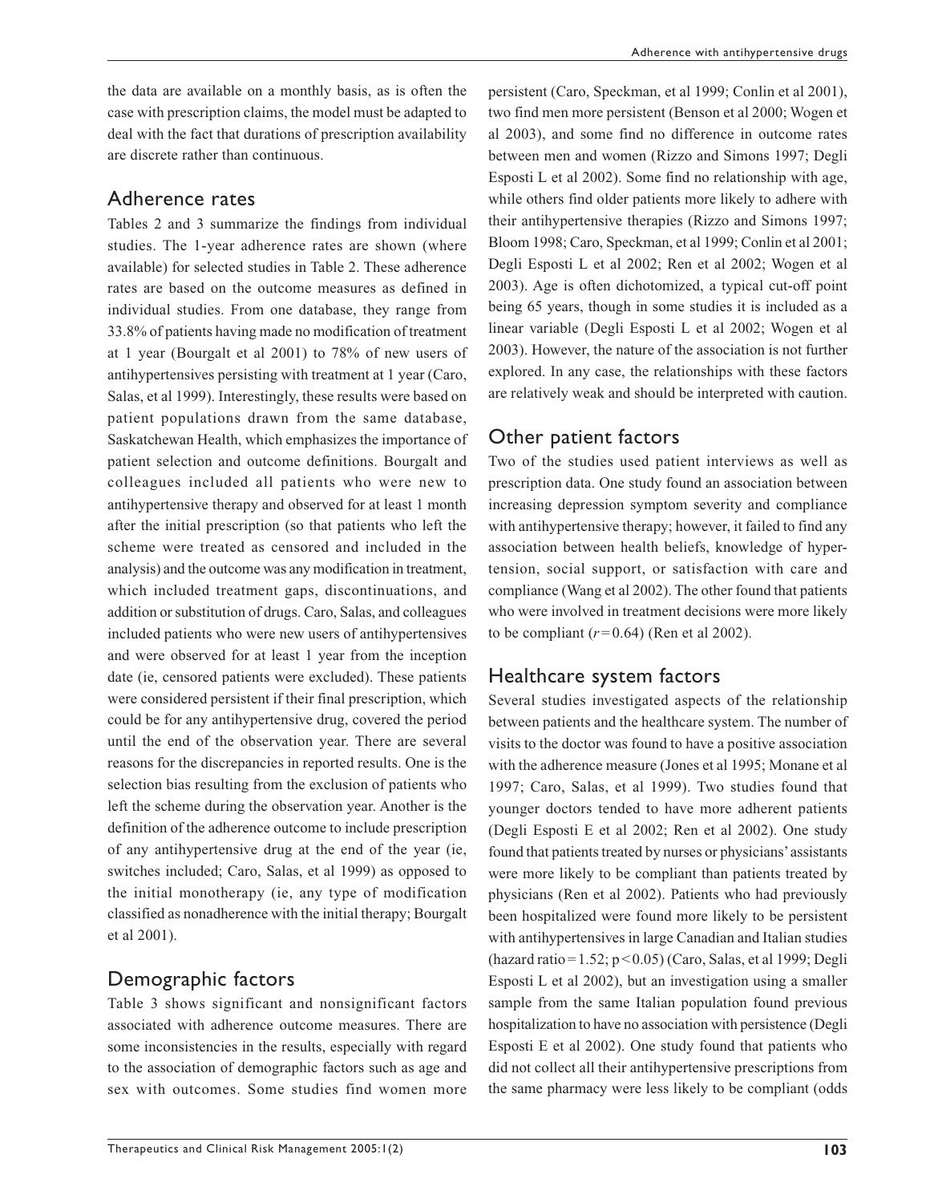the data are available on a monthly basis, as is often the case with prescription claims, the model must be adapted to deal with the fact that durations of prescription availability are discrete rather than continuous.

## Adherence rates

Tables 2 and 3 summarize the findings from individual studies. The 1-year adherence rates are shown (where available) for selected studies in Table 2. These adherence rates are based on the outcome measures as defined in individual studies. From one database, they range from 33.8% of patients having made no modification of treatment at 1 year (Bourgalt et al 2001) to 78% of new users of antihypertensives persisting with treatment at 1 year (Caro, Salas, et al 1999). Interestingly, these results were based on patient populations drawn from the same database, Saskatchewan Health, which emphasizes the importance of patient selection and outcome definitions. Bourgalt and colleagues included all patients who were new to antihypertensive therapy and observed for at least 1 month after the initial prescription (so that patients who left the scheme were treated as censored and included in the analysis) and the outcome was any modification in treatment, which included treatment gaps, discontinuations, and addition or substitution of drugs. Caro, Salas, and colleagues included patients who were new users of antihypertensives and were observed for at least 1 year from the inception date (ie, censored patients were excluded). These patients were considered persistent if their final prescription, which could be for any antihypertensive drug, covered the period until the end of the observation year. There are several reasons for the discrepancies in reported results. One is the selection bias resulting from the exclusion of patients who left the scheme during the observation year. Another is the definition of the adherence outcome to include prescription of any antihypertensive drug at the end of the year (ie, switches included; Caro, Salas, et al 1999) as opposed to the initial monotherapy (ie, any type of modification classified as nonadherence with the initial therapy; Bourgalt et al 2001).

## Demographic factors

Table 3 shows significant and nonsignificant factors associated with adherence outcome measures. There are some inconsistencies in the results, especially with regard to the association of demographic factors such as age and sex with outcomes. Some studies find women more persistent (Caro, Speckman, et al 1999; Conlin et al 2001), two find men more persistent (Benson et al 2000; Wogen et al 2003), and some find no difference in outcome rates between men and women (Rizzo and Simons 1997; Degli Esposti L et al 2002). Some find no relationship with age, while others find older patients more likely to adhere with their antihypertensive therapies (Rizzo and Simons 1997; Bloom 1998; Caro, Speckman, et al 1999; Conlin et al 2001; Degli Esposti L et al 2002; Ren et al 2002; Wogen et al 2003). Age is often dichotomized, a typical cut-off point being 65 years, though in some studies it is included as a linear variable (Degli Esposti L et al 2002; Wogen et al 2003). However, the nature of the association is not further explored. In any case, the relationships with these factors are relatively weak and should be interpreted with caution.

## Other patient factors

Two of the studies used patient interviews as well as prescription data. One study found an association between increasing depression symptom severity and compliance with antihypertensive therapy; however, it failed to find any association between health beliefs, knowledge of hypertension, social support, or satisfaction with care and compliance (Wang et al 2002). The other found that patients who were involved in treatment decisions were more likely to be compliant ($r = 0.64$) (Ren et al 2002).

## Healthcare system factors

Several studies investigated aspects of the relationship between patients and the healthcare system. The number of visits to the doctor was found to have a positive association with the adherence measure (Jones et al 1995; Monane et al 1997; Caro, Salas, et al 1999). Two studies found that younger doctors tended to have more adherent patients (Degli Esposti E et al 2002; Ren et al 2002). One study found that patients treated by nurses or physicians' assistants were more likely to be compliant than patients treated by physicians (Ren et al 2002). Patients who had previously been hospitalized were found more likely to be persistent with antihypertensives in large Canadian and Italian studies (hazard ratio = 1.52; $p < 0.05$) (Caro, Salas, et al 1999; Degli Esposti L et al 2002), but an investigation using a smaller sample from the same Italian population found previous hospitalization to have no association with persistence (Degli Esposti E et al 2002). One study found that patients who did not collect all their antihypertensive prescriptions from the same pharmacy were less likely to be compliant (odds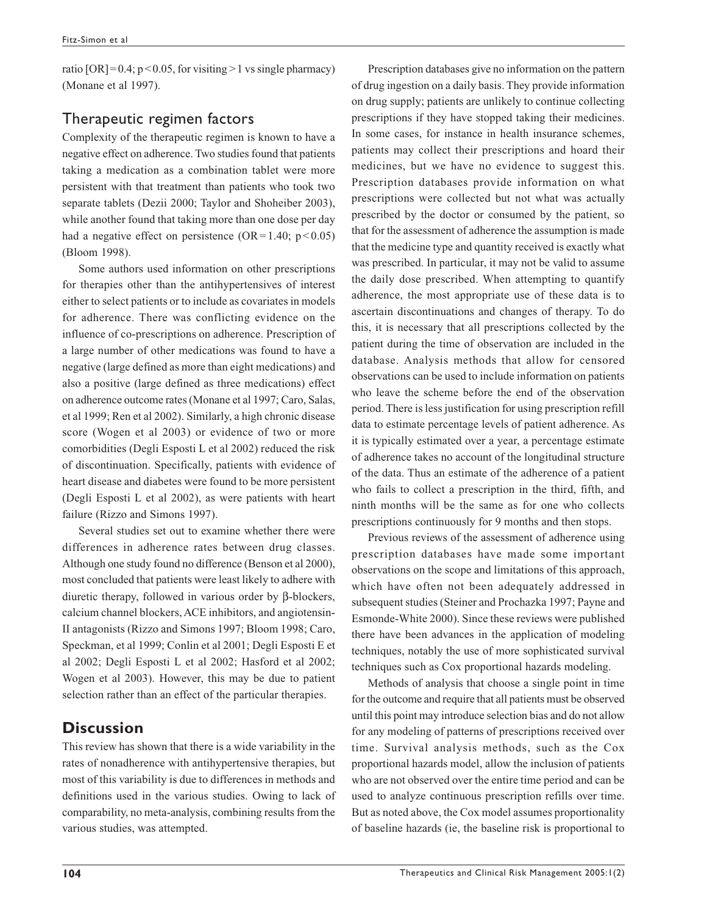ratio [OR] = 0.4; $p < 0.05$, for visiting > 1 vs single pharmacy) (Monane et al 1997).

## Therapeutic regimen factors

Complexity of the therapeutic regimen is known to have a negative effect on adherence. Two studies found that patients taking a medication as a combination tablet were more persistent with that treatment than patients who took two separate tablets (Dezii 2000; Taylor and Shoheiber 2003), while another found that taking more than one dose per day had a negative effect on persistence (OR = 1.40; $p < 0.05$) (Bloom 1998).

Some authors used information on other prescriptions for therapies other than the antihypertensives of interest either to select patients or to include as covariates in models for adherence. There was conflicting evidence on the influence of co-prescriptions on adherence. Prescription of a large number of other medications was found to have a negative (large defined as more than eight medications) and also a positive (large defined as three medications) effect on adherence outcome rates (Monane et al 1997; Caro, Salas, et al 1999; Ren et al 2002). Similarly, a high chronic disease score (Wogen et al 2003) or evidence of two or more comorbidities (Degli Esposti L et al 2002) reduced the risk of discontinuation. Specifically, patients with evidence of heart disease and diabetes were found to be more persistent (Degli Esposti L et al 2002), as were patients with heart failure (Rizzo and Simons 1997).

Several studies set out to examine whether there were differences in adherence rates between drug classes. Although one study found no difference (Benson et al 2000), most concluded that patients were least likely to adhere with diuretic therapy, followed in various order by β-blockers, calcium channel blockers, ACE inhibitors, and angiotensin-II antagonists (Rizzo and Simons 1997; Bloom 1998; Caro, Speckman, et al 1999; Conlin et al 2001; Degli Esposti E et al 2002; Degli Esposti L et al 2002; Hasford et al 2002; Wogen et al 2003). However, this may be due to patient selection rather than an effect of the particular therapies.

## Discussion

This review has shown that there is a wide variability in the rates of nonadherence with antihypertensive therapies, but most of this variability is due to differences in methods and definitions used in the various studies. Owing to lack of comparability, no meta-analysis, combining results from the various studies, was attempted.

Prescription databases give no information on the pattern of drug ingestion on a daily basis. They provide information on drug supply; patients are unlikely to continue collecting prescriptions if they have stopped taking their medicines. In some cases, for instance in health insurance schemes, patients may collect their prescriptions and hoard their medicines, but we have no evidence to suggest this. Prescription databases provide information on what prescriptions were collected but not what was actually prescribed by the doctor or consumed by the patient, so that for the assessment of adherence the assumption is made that the medicine type and quantity received is exactly what was prescribed. In particular, it may not be valid to assume the daily dose prescribed. When attempting to quantify adherence, the most appropriate use of these data is to ascertain discontinuations and changes of therapy. To do this, it is necessary that all prescriptions collected by the patient during the time of observation are included in the database. Analysis methods that allow for censored observations can be used to include information on patients who leave the scheme before the end of the observation period. There is less justification for using prescription refill data to estimate percentage levels of patient adherence. As it is typically estimated over a year, a percentage estimate of adherence takes no account of the longitudinal structure of the data. Thus an estimate of the adherence of a patient who fails to collect a prescription in the third, fifth, and ninth months will be the same as for one who collects prescriptions continuously for 9 months and then stops.

Previous reviews of the assessment of adherence using prescription databases have made some important observations on the scope and limitations of this approach, which have often not been adequately addressed in subsequent studies (Steiner and Prochazka 1997; Payne and Esmonde-White 2000). Since these reviews were published there have been advances in the application of modeling techniques, notably the use of more sophisticated survival techniques such as Cox proportional hazards modeling.

Methods of analysis that choose a single point in time for the outcome and require that all patients must be observed until this point may introduce selection bias and do not allow for any modeling of patterns of prescriptions received over time. Survival analysis methods, such as the Cox proportional hazards model, allow the inclusion of patients who are not observed over the entire time period and can be used to analyze continuous prescription refills over time. But as noted above, the Cox model assumes proportionality of baseline hazards (ie, the baseline risk is proportional to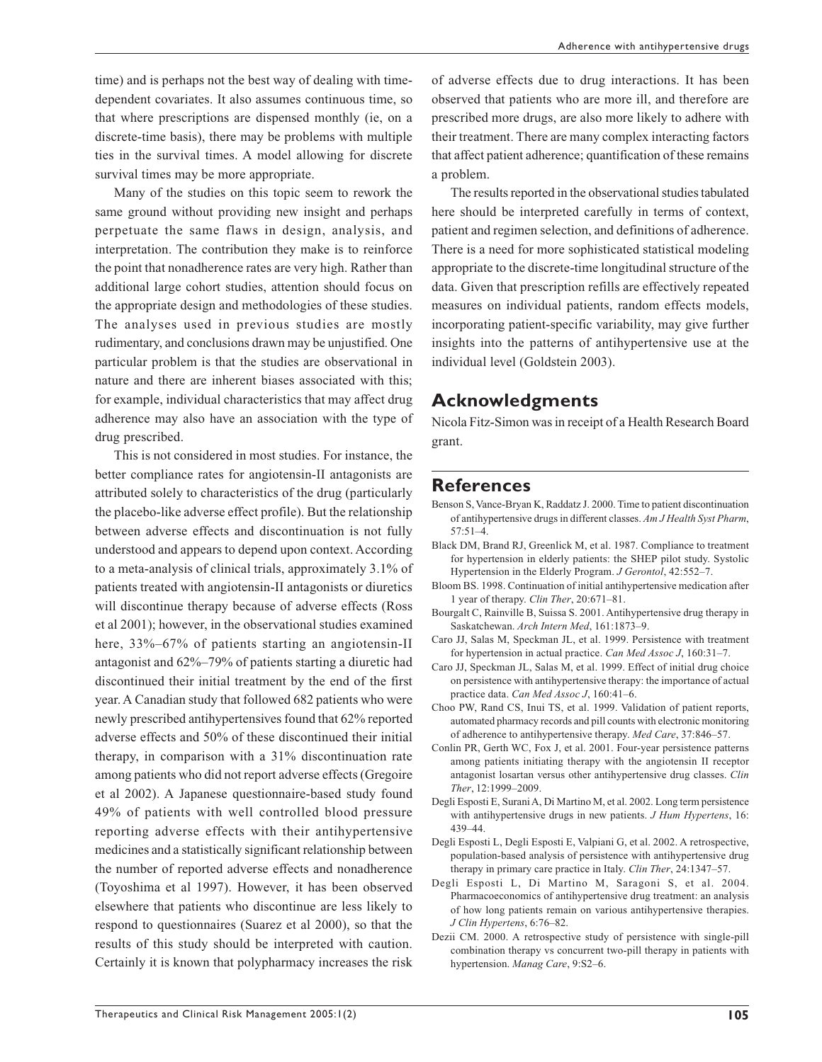time) and is perhaps not the best way of dealing with time-dependent covariates. It also assumes continuous time, so that where prescriptions are dispensed monthly (ie, on a discrete-time basis), there may be problems with multiple ties in the survival times. A model allowing for discrete survival times may be more appropriate.

Many of the studies on this topic seem to rework the same ground without providing new insight and perhaps perpetuate the same flaws in design, analysis, and interpretation. The contribution they make is to reinforce the point that nonadherence rates are very high. Rather than additional large cohort studies, attention should focus on the appropriate design and methodologies of these studies. The analyses used in previous studies are mostly rudimentary, and conclusions drawn may be unjustified. One particular problem is that the studies are observational in nature and there are inherent biases associated with this; for example, individual characteristics that may affect drug adherence may also have an association with the type of drug prescribed.

This is not considered in most studies. For instance, the better compliance rates for angiotensin-II antagonists are attributed solely to characteristics of the drug (particularly the placebo-like adverse effect profile). But the relationship between adverse effects and discontinuation is not fully understood and appears to depend upon context. According to a meta-analysis of clinical trials, approximately 3.1% of patients treated with angiotensin-II antagonists or diuretics will discontinue therapy because of adverse effects (Ross et al 2001); however, in the observational studies examined here, 33%–67% of patients starting an angiotensin-II antagonist and 62%–79% of patients starting a diuretic had discontinued their initial treatment by the end of the first year. A Canadian study that followed 682 patients who were newly prescribed antihypertensives found that 62% reported adverse effects and 50% of these discontinued their initial therapy, in comparison with a 31% discontinuation rate among patients who did not report adverse effects (Gregoire et al 2002). A Japanese questionnaire-based study found 49% of patients with well controlled blood pressure reporting adverse effects with their antihypertensive medicines and a statistically significant relationship between the number of reported adverse effects and nonadherence (Toyoshima et al 1997). However, it has been observed elsewhere that patients who discontinue are less likely to respond to questionnaires (Suarez et al 2000), so that the results of this study should be interpreted with caution. Certainly it is known that polypharmacy increases the risk of adverse effects due to drug interactions. It has been observed that patients who are more ill, and therefore are prescribed more drugs, are also more likely to adhere with their treatment. There are many complex interacting factors that affect patient adherence; quantification of these remains a problem.

The results reported in the observational studies tabulated here should be interpreted carefully in terms of context, patient and regimen selection, and definitions of adherence. There is a need for more sophisticated statistical modeling appropriate to the discrete-time longitudinal structure of the data. Given that prescription refills are effectively repeated measures on individual patients, random effects models, incorporating patient-specific variability, may give further insights into the patterns of antihypertensive use at the individual level (Goldstein 2003).

## Acknowledgments

Nicola Fitz-Simon was in receipt of a Health Research Board grant.

## References

Benson S, Vance-Bryan K, Raddatz J. 2000. Time to patient discontinuation of antihypertensive drugs in different classes. *Am J Health Syst Pharm*, 57:51–4.

Black DM, Brand RJ, Greenlick M, et al. 1987. Compliance to treatment for hypertension in elderly patients: the SHEP pilot study. Systolic Hypertension in the Elderly Program. *J Gerontol*, 42:552–7.

Bloom BS. 1998. Continuation of initial antihypertensive medication after 1 year of therapy. *Clin Ther*, 20:671–81.

Bourgalt C, Rainville B, Suissa S. 2001. Antihypertensive drug therapy in Saskatchewan. *Arch Intern Med*, 161:1873–9.

Caro JJ, Salas M, Speckman JL, et al. 1999. Persistence with treatment for hypertension in actual practice. *Can Med Assoc J*, 160:31–7.

Caro JJ, Speckman JL, Salas M, et al. 1999. Effect of initial drug choice on persistence with antihypertensive therapy: the importance of actual practice data. *Can Med Assoc J*, 160:41–6.

Choo PW, Rand CS, Inui TS, et al. 1999. Validation of patient reports, automated pharmacy records and pill counts with electronic monitoring of adherence to antihypertensive therapy. *Med Care*, 37:846–57.

Conlin PR, Gerth WC, Fox J, et al. 2001. Four-year persistence patterns among patients initiating therapy with the angiotensin II receptor antagonist losartan versus other antihypertensive drug classes. *Clin Ther*, 12:1999–2009.

Degli Esposti E, Surani A, Di Martino M, et al. 2002. Long term persistence with antihypertensive drugs in new patients. *J Hum Hypertens*, 16: 439–44.

Degli Esposti L, Degli Esposti E, Valpiani G, et al. 2002. A retrospective, population-based analysis of persistence with antihypertensive drug therapy in primary care practice in Italy. *Clin Ther*, 24:1347–57.

Degli Esposti L, Di Martino M, Saragoni S, et al. 2004. Pharmacoeconomics of antihypertensive drug treatment: an analysis of how long patients remain on various antihypertensive therapies. *J Clin Hypertens*, 6:76–82.

Dezii CM. 2000. A retrospective study of persistence with single-pill combination therapy vs concurrent two-pill therapy in patients with hypertension. *Manag Care*, 9:S2–6.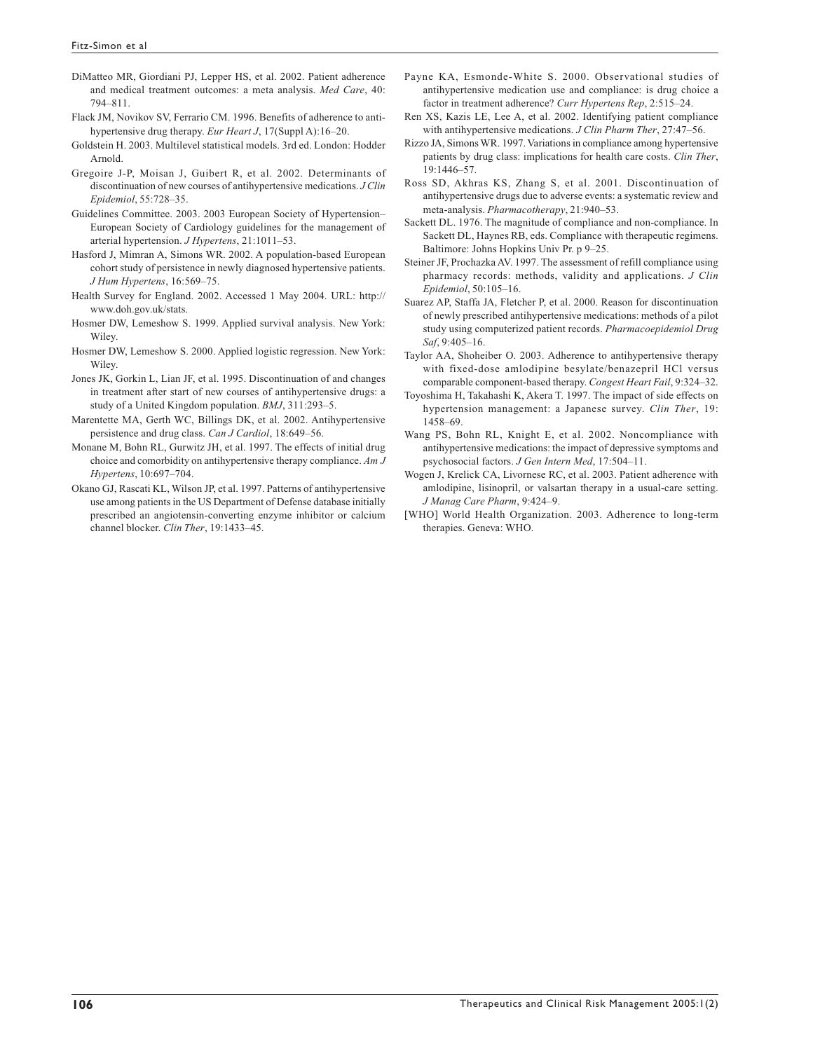DiMatteo MR, Giordiani PJ, Lepper HS, et al. 2002. Patient adherence and medical treatment outcomes: a meta analysis. *Med Care*, 40: 794–811.

Flack JM, Novikov SV, Ferrario CM. 1996. Benefits of adherence to antihypertensive drug therapy. *Eur Heart J*, 17(Suppl A):16–20.

Goldstein H. 2003. Multilevel statistical models. 3rd ed. London: Hodder Arnold.

Gregoire J-P, Moisan J, Guibert R, et al. 2002. Determinants of discontinuation of new courses of antihypertensive medications. *J Clin Epidemiol*, 55:728–35.

Guidelines Committee. 2003. 2003 European Society of Hypertension–European Society of Cardiology guidelines for the management of arterial hypertension. *J Hypertens*, 21:1011–53.

Hasford J, Mimran A, Simons WR. 2002. A population-based European cohort study of persistence in newly diagnosed hypertensive patients. *J Hum Hypertens*, 16:569–75.

Health Survey for England. 2002. Accessed 1 May 2004. URL: http://www.doh.gov.uk/stats.

Hosmer DW, Lemeshow S. 1999. Applied survival analysis. New York: Wiley.

Hosmer DW, Lemeshow S. 2000. Applied logistic regression. New York: Wiley.

Jones JK, Gorkin L, Lian JF, et al. 1995. Discontinuation of and changes in treatment after start of new courses of antihypertensive drugs: a study of a United Kingdom population. *BMJ*, 311:293–5.

Marentette MA, Gerth WC, Billings DK, et al. 2002. Antihypertensive persistence and drug class. *Can J Cardiol*, 18:649–56.

Monane M, Bohn RL, Gurwitz JH, et al. 1997. The effects of initial drug choice and comorbidity on antihypertensive therapy compliance. *Am J Hypertens*, 10:697–704.

Okano GJ, Rascati KL, Wilson JP, et al. 1997. Patterns of antihypertensive use among patients in the US Department of Defense database initially prescribed an angiotensin-converting enzyme inhibitor or calcium channel blocker. *Clin Ther*, 19:1433–45.

Payne KA, Esmonde-White S. 2000. Observational studies of antihypertensive medication use and compliance: is drug choice a factor in treatment adherence? *Curr Hypertens Rep*, 2:515–24.

Ren XS, Kazis LE, Lee A, et al. 2002. Identifying patient compliance with antihypertensive medications. *J Clin Pharm Ther*, 27:47–56.

Rizzo JA, Simons WR. 1997. Variations in compliance among hypertensive patients by drug class: implications for health care costs. *Clin Ther*, 19:1446–57.

Ross SD, Akhras KS, Zhang S, et al. 2001. Discontinuation of antihypertensive drugs due to adverse events: a systematic review and meta-analysis. *Pharmacotherapy*, 21:940–53.

Sackett DL. 1976. The magnitude of compliance and non-compliance. In Sackett DL, Haynes RB, eds. Compliance with therapeutic regimens. Baltimore: Johns Hopkins Univ Pr. p 9–25.

Steiner JF, Prochazka AV. 1997. The assessment of refill compliance using pharmacy records: methods, validity and applications. *J Clin Epidemiol*, 50:105–16.

Suarez AP, Staffa JA, Fletcher P, et al. 2000. Reason for discontinuation of newly prescribed antihypertensive medications: methods of a pilot study using computerized patient records. *Pharmacoepidemiol Drug Saf*, 9:405–16.

Taylor AA, Shoheiber O. 2003. Adherence to antihypertensive therapy with fixed-dose amlodipine besylate/benazepril HCl versus comparable component-based therapy. *Congest Heart Fail*, 9:324–32.

Toyoshima H, Takahashi K, Akera T. 1997. The impact of side effects on hypertension management: a Japanese survey. *Clin Ther*, 19: 1458–69.

Wang PS, Bohn RL, Knight E, et al. 2002. Noncompliance with antihypertensive medications: the impact of depressive symptoms and psychosocial factors. *J Gen Intern Med*, 17:504–11.

Wogen J, Krelick CA, Livornese RC, et al. 2003. Patient adherence with amlodipine, lisinopril, or valsartan therapy in a usual-care setting. *J Manag Care Pharm*, 9:424–9.

[WHO] World Health Organization. 2003. Adherence to long-term therapies. Geneva: WHO.